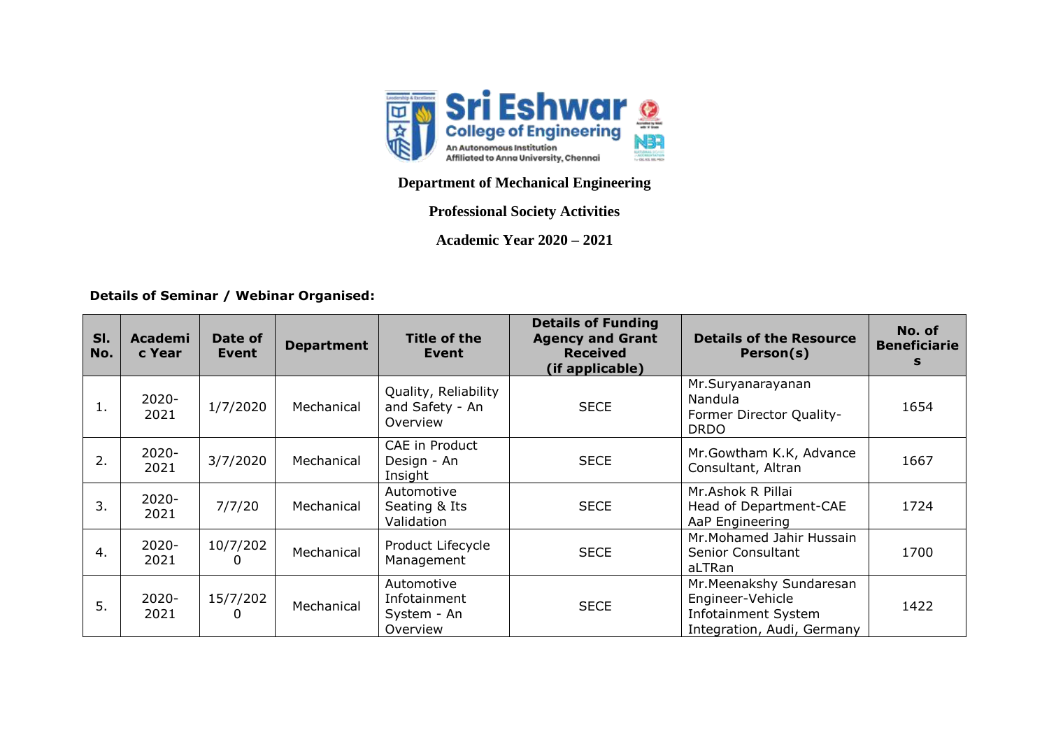**Sri Eshwar College of Engineering**
An Autonomous Institution
Affiliated to Anna University, Chennai

## Department of Mechanical Engineering

## Professional Society Activities

## Academic Year 2020 – 2021

**Details of Seminar / Webinar Organised:**

| Sl. No. | Academic Year | Date of Event | Department | Title of the Event | Details of Funding Agency and Grant Received (if applicable) | Details of the Resource Person(s) | No. of Beneficiaries |
|---|---|---|---|---|---|---|---|
| 1. | 2020-2021 | 1/7/2020 | Mechanical | Quality, Reliability and Safety - An Overview | SECE | Mr.Suryanarayanan Nandula Former Director Quality-DRDO | 1654 |
| 2. | 2020-2021 | 3/7/2020 | Mechanical | CAE in Product Design - An Insight | SECE | Mr.Gowtham K.K, Advance Consultant, Altran | 1667 |
| 3. | 2020-2021 | 7/7/20 | Mechanical | Automotive Seating & Its Validation | SECE | Mr.Ashok R Pillai Head of Department-CAE AaP Engineering | 1724 |
| 4. | 2020-2021 | 10/7/2020 | Mechanical | Product Lifecycle Management | SECE | Mr.Mohamed Jahir Hussain Senior Consultant aLTRan | 1700 |
| 5. | 2020-2021 | 15/7/2020 | Mechanical | Automotive Infotainment System - An Overview | SECE | Mr.Meenakshy Sundaresan Engineer-Vehicle Infotainment System Integration, Audi, Germany | 1422 |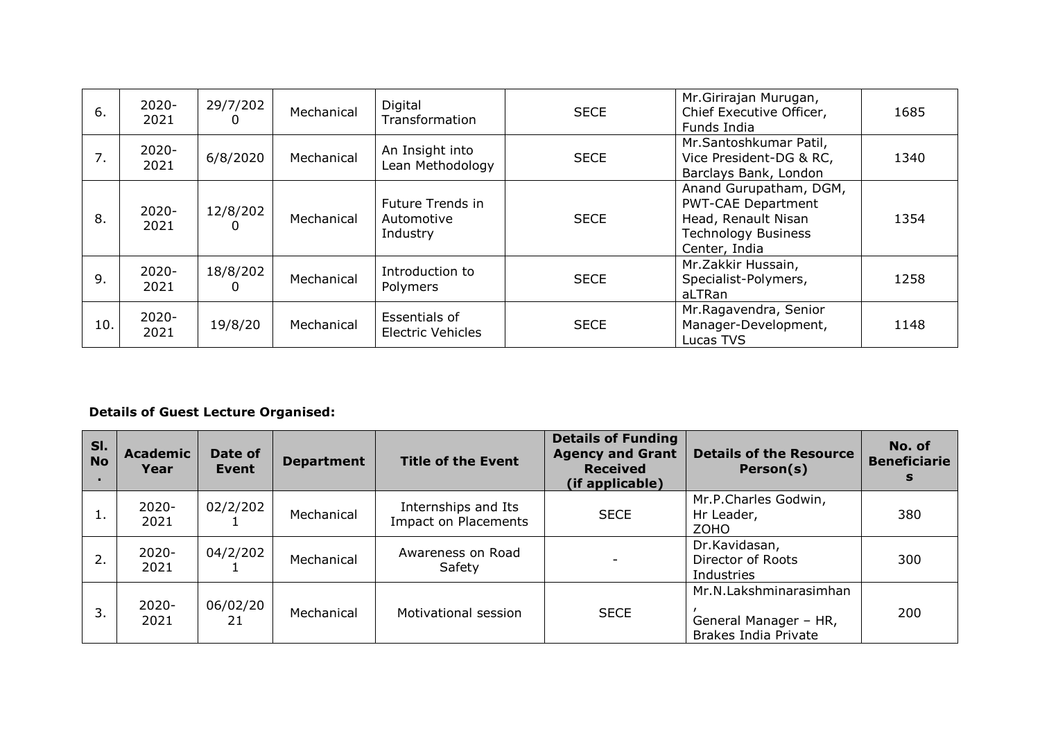| 6. | 2020-2021 | 29/7/2020 | Mechanical | Digital Transformation | SECE | Mr.Girirajan Murugan, Chief Executive Officer, Funds India | 1685 |
|---|---|---|---|---|---|---|---|
| 7. | 2020-2021 | 6/8/2020 | Mechanical | An Insight into Lean Methodology | SECE | Mr.Santoshkumar Patil, Vice President-DG & RC, Barclays Bank, London | 1340 |
| 8. | 2020-2021 | 12/8/2020 | Mechanical | Future Trends in Automotive Industry | SECE | Anand Gurupatham, DGM, PWT-CAE Department Head, Renault Nisan Technology Business Center, India | 1354 |
| 9. | 2020-2021 | 18/8/2020 | Mechanical | Introduction to Polymers | SECE | Mr.Zakkir Hussain, Specialist-Polymers, aLTRan | 1258 |
| 10. | 2020-2021 | 19/8/20 | Mechanical | Essentials of Electric Vehicles | SECE | Mr.Ragavendra, Senior Manager-Development, Lucas TVS | 1148 |

**Details of Guest Lecture Organised:**

| Sl. No. | Academic Year | Date of Event | Department | Title of the Event | Details of Funding Agency and Grant Received (if applicable) | Details of the Resource Person(s) | No. of Beneficiaries |
|---|---|---|---|---|---|---|---|
| 1. | 2020-2021 | 02/2/2021 | Mechanical | Internships and Its Impact on Placements | SECE | Mr.P.Charles Godwin, Hr Leader, ZOHO | 380 |
| 2. | 2020-2021 | 04/2/2021 | Mechanical | Awareness on Road Safety | - | Dr.Kavidasan, Director of Roots Industries | 300 |
| 3. | 2020-2021 | 06/02/2021 | Mechanical | Motivational session | SECE | Mr.N.Lakshminarasimhan, General Manager – HR, Brakes India Private | 200 |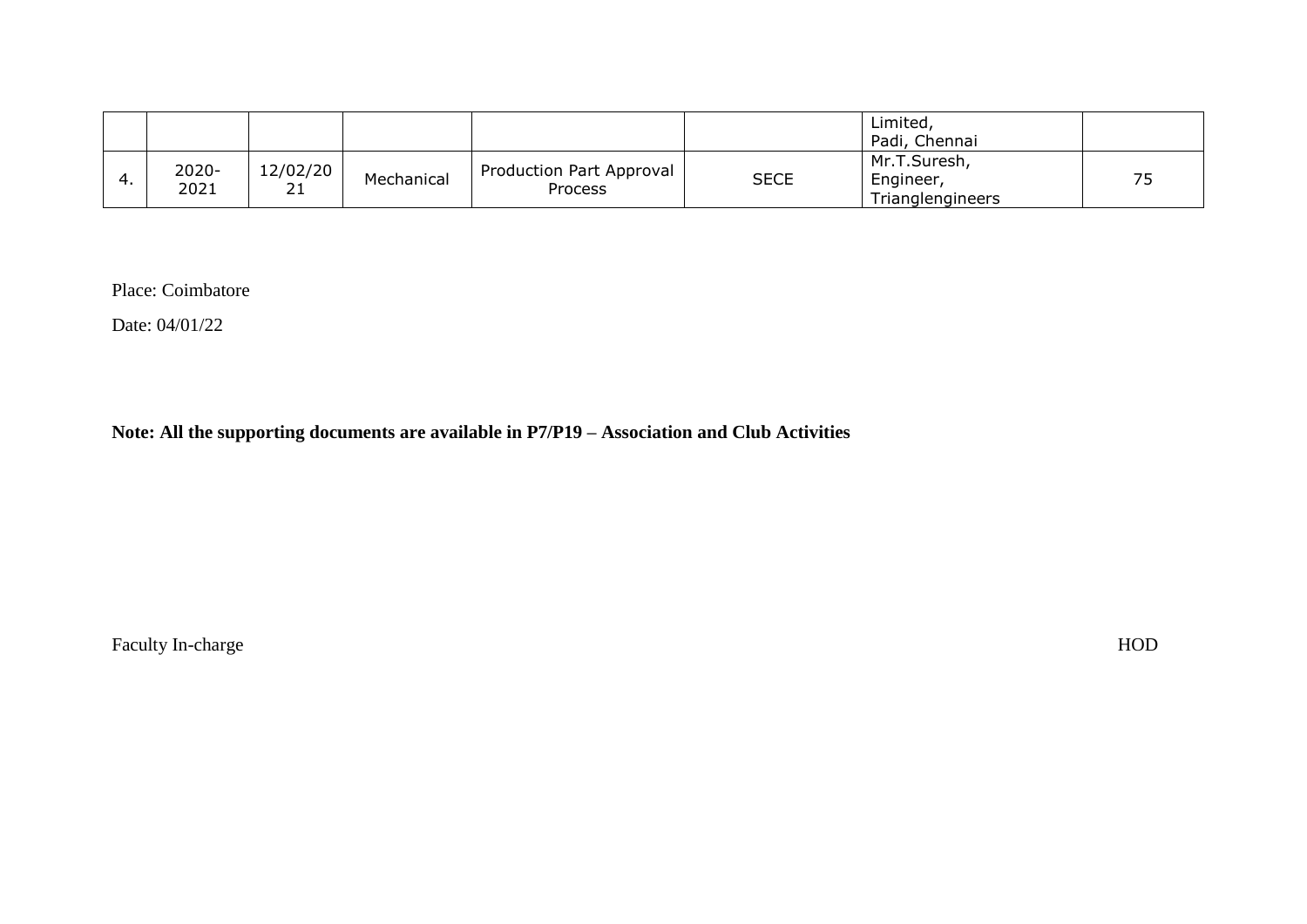| | | | | | | | |
|---|---|---|---|---|---|---|---|
| | | | | | | Limited, Padi, Chennai | |
| 4. | 2020-2021 | 12/02/2021 | Mechanical | Production Part Approval Process | SECE | Mr.T.Suresh, Engineer, Trianglengineers | 75 |

Place: Coimbatore

Date: 04/01/22

**Note: All the supporting documents are available in P7/P19 – Association and Club Activities**

Faculty In-charge                                                                                                    HOD